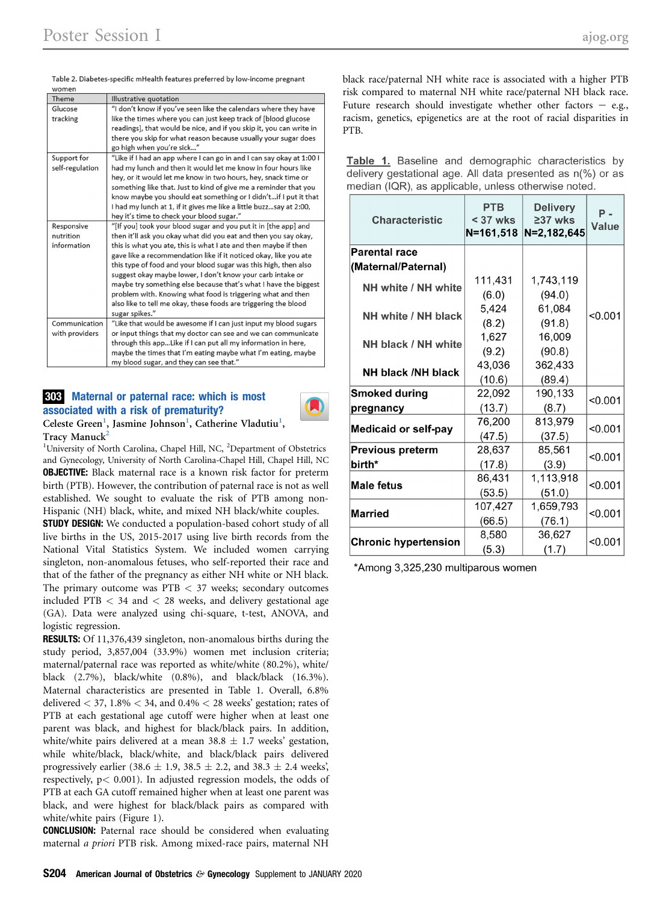Table 2. Diabetes-specific mHealth features preferred by low-income pregnant women

| Theme | Illustrative quotation |
| --- | --- |
| Glucose tracking | "I don't know if you've seen like the calendars where they have like the times where you can just keep track of [blood glucose readings], that would be nice, and if you skip it, you can write in there you skip for what reason because usually your sugar does go high when you're sick…" |
| Support for self-regulation | "Like if I had an app where I can go in and I can say okay at 1:00 I had my lunch and then it would let me know in four hours like hey, or it would let me know in two hours, hey, snack time or something like that. Just to kind of give me a reminder that you know maybe you should eat something or I didn't…if I put it that I had my lunch at 1, if it gives me like a little buzz…say at 2:00, hey it's time to check your blood sugar." |
| Responsive nutrition information | "[If you] took your blood sugar and you put it in [the app] and then it'll ask you okay what did you eat and then you say okay, this is what you ate, this is what I ate and then maybe if then gave like a recommendation like if it noticed okay, like you ate this type of food and your blood sugar was this high, then also suggest okay maybe lower, I don't know your carb intake or maybe try something else because that's what I have the biggest problem with. Knowing what food is triggering what and then also like to tell me okay, these foods are triggering the blood sugar spikes." |
| Communication with providers | "Like that would be awesome if I can just input my blood sugars or input things that my doctor can see and we can communicate through this app…Like if I can put all my information in here, maybe the times that I'm eating maybe what I'm eating, maybe my blood sugar, and they can see that." |

## 303 Maternal or paternal race: which is most associated with a risk of prematurity?

Celeste Green[1], Jasmine Johnson[1], Catherine Vladutiu[1], Tracy Manuck[2]

[1]University of North Carolina, Chapel Hill, NC, [2]Department of Obstetrics and Gynecology, University of North Carolina-Chapel Hill, Chapel Hill, NC

**OBJECTIVE:** Black maternal race is a known risk factor for preterm birth (PTB). However, the contribution of paternal race is not as well established. We sought to evaluate the risk of PTB among non-Hispanic (NH) black, white, and mixed NH black/white couples.

**STUDY DESIGN:** We conducted a population-based cohort study of all live births in the US, 2015-2017 using live birth records from the National Vital Statistics System. We included women carrying singleton, non-anomalous fetuses, who self-reported their race and that of the father of the pregnancy as either NH white or NH black. The primary outcome was PTB < 37 weeks; secondary outcomes included PTB < 34 and < 28 weeks, and delivery gestational age (GA). Data were analyzed using chi-square, t-test, ANOVA, and logistic regression.

**RESULTS:** Of 11,376,439 singleton, non-anomalous births during the study period, 3,857,004 (33.9%) women met inclusion criteria; maternal/paternal race was reported as white/white (80.2%), white/black (2.7%), black/white (0.8%), and black/black (16.3%). Maternal characteristics are presented in Table 1. Overall, 6.8% delivered < 37, 1.8% < 34, and 0.4% < 28 weeks' gestation; rates of PTB at each gestational age cutoff were higher when at least one parent was black, and highest for black/black pairs. In addition, white/white pairs delivered at a mean 38.8 ± 1.7 weeks' gestation, while white/black, black/white, and black/black pairs delivered progressively earlier (38.6 ± 1.9, 38.5 ± 2.2, and 38.3 ± 2.4 weeks', respectively, p< 0.001). In adjusted regression models, the odds of PTB at each GA cutoff remained higher when at least one parent was black, and were highest for black/black pairs as compared with white/white pairs (Figure 1).

**CONCLUSION:** Paternal race should be considered when evaluating maternal *a priori* PTB risk. Among mixed-race pairs, maternal NH black race/paternal NH white race is associated with a higher PTB risk compared to maternal NH white race/paternal NH black race. Future research should investigate whether other factors – e.g., racism, genetics, epigenetics are at the root of racial disparities in PTB.

Table 1. Baseline and demographic characteristics by delivery gestational age. All data presented as n(%) or as median (IQR), as applicable, unless otherwise noted.

| Characteristic | PTB < 37 wks N=161,518 | Delivery ≥37 wks N=2,182,645 | P-Value |
| --- | --- | --- | --- |
| **Parental race (Maternal/Paternal)** | | | <0.001 |
| NH white / NH white | 111,431 (6.0) | 1,743,119 (94.0) | |
| NH white / NH black | 5,424 (8.2) | 61,084 (91.8) | |
| NH black / NH white | 1,627 (9.2) | 16,009 (90.8) | |
| NH black /NH black | 43,036 (10.6) | 362,433 (89.4) | |
| **Smoked during pregnancy** | 22,092 (13.7) | 190,133 (8.7) | <0.001 |
| **Medicaid or self-pay** | 76,200 (47.5) | 813,979 (37.5) | <0.001 |
| **Previous preterm birth*** | 28,637 (17.8) | 85,561 (3.9) | <0.001 |
| **Male fetus** | 86,431 (53.5) | 1,113,918 (51.0) | <0.001 |
| **Married** | 107,427 (66.5) | 1,659,793 (76.1) | <0.001 |
| **Chronic hypertension** | 8,580 (5.3) | 36,627 (1.7) | <0.001 |

*Among 3,325,230 multiparous women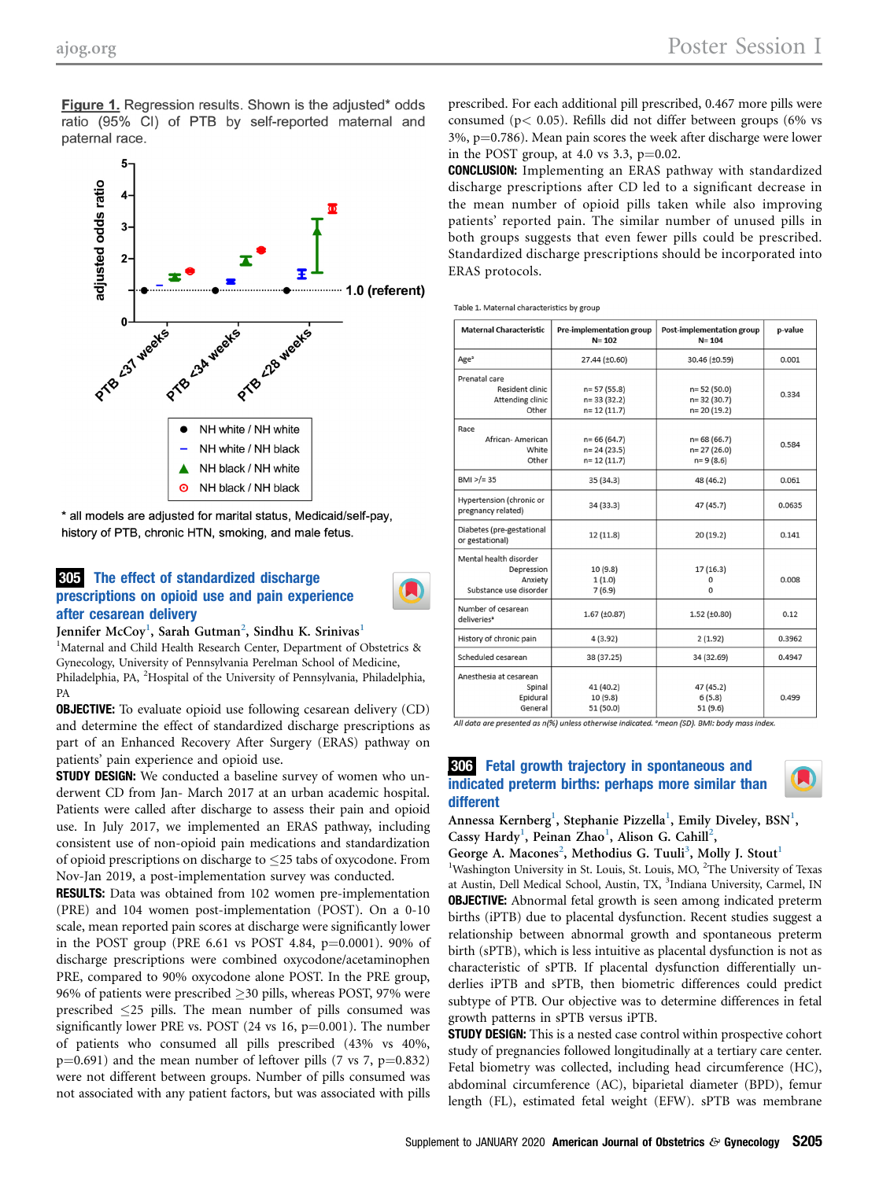**Figure 1.** Regression results. Shown is the adjusted* odds ratio (95% CI) of PTB by self-reported maternal and paternal race.

adjusted odds ratio

5
4
3
2
1
0

1.0 (referent)

PTB <37 weeks
PTB <34 weeks
PTB <28 weeks

- NH white / NH white
- NH white / NH black
- NH black / NH white
- NH black / NH black

\* all models are adjusted for marital status, Medicaid/self-pay, history of PTB, chronic HTN, smoking, and male fetus.

## 305 The effect of standardized discharge prescriptions on opioid use and pain experience after cesarean delivery

Jennifer McCoy[1], Sarah Gutman[2], Sindhu K. Srinivas[1]

[1]Maternal and Child Health Research Center, Department of Obstetrics & Gynecology, University of Pennsylvania Perelman School of Medicine, Philadelphia, PA, [2]Hospital of the University of Pennsylvania, Philadelphia, PA

**OBJECTIVE:** To evaluate opioid use following cesarean delivery (CD) and determine the effect of standardized discharge prescriptions as part of an Enhanced Recovery After Surgery (ERAS) pathway on patients' pain experience and opioid use.

**STUDY DESIGN:** We conducted a baseline survey of women who underwent CD from Jan- March 2017 at an urban academic hospital. Patients were called after discharge to assess their pain and opioid use. In July 2017, we implemented an ERAS pathway, including consistent use of non-opioid pain medications and standardization of opioid prescriptions on discharge to ≤25 tabs of oxycodone. From Nov-Jan 2019, a post-implementation survey was conducted.

**RESULTS:** Data was obtained from 102 women pre-implementation (PRE) and 104 women post-implementation (POST). On a 0-10 scale, mean reported pain scores at discharge were significantly lower in the POST group (PRE 6.61 vs POST 4.84, p=0.0001). 90% of discharge prescriptions were combined oxycodone/acetaminophen PRE, compared to 90% oxycodone alone POST. In the PRE group, 96% of patients were prescribed ≥30 pills, whereas POST, 97% were prescribed ≤25 pills. The mean number of pills consumed was significantly lower PRE vs. POST (24 vs 16, p=0.001). The number of patients who consumed all pills prescribed (43% vs 40%, p=0.691) and the mean number of leftover pills (7 vs 7, p=0.832) were not different between groups. Number of pills consumed was not associated with any patient factors, but was associated with pills prescribed. For each additional pill prescribed, 0.467 more pills were consumed ($p < 0.05$). Refills did not differ between groups (6% vs 3%, p=0.786). Mean pain scores the week after discharge were lower in the POST group, at 4.0 vs 3.3, p=0.02.

**CONCLUSION:** Implementing an ERAS pathway with standardized discharge prescriptions after CD led to a significant decrease in the mean number of opioid pills taken while also improving patients' reported pain. The similar number of unused pills in both groups suggests that even fewer pills could be prescribed. Standardized discharge prescriptions should be incorporated into ERAS protocols.

Table 1. Maternal characteristics by group

| Maternal Characteristic | Pre-implementation group N= 102 | Post-implementation group N= 104 | p-value |
|---|---|---|---|
| Age* | 27.44 (±0.60) | 30.46 (±0.59) | 0.001 |
| Prenatal care<br>Resident clinic<br>Attending clinic<br>Other | <br>n= 57 (55.8)<br>n= 33 (32.2)<br>n= 12 (11.7) | <br>n= 52 (50.0)<br>n= 32 (30.7)<br>n= 20 (19.2) | 0.334 |
| Race<br>African- American<br>White<br>Other | <br>n= 66 (64.7)<br>n= 24 (23.5)<br>n= 12 (11.7) | <br>n= 68 (66.7)<br>n= 27 (26.0)<br>n= 9 (8.6) | 0.584 |
| BMI >/= 35 | 35 (34.3) | 48 (46.2) | 0.061 |
| Hypertension (chronic or pregnancy related) | 34 (33.3) | 47 (45.7) | 0.0635 |
| Diabetes (pre-gestational or gestational) | 12 (11.8) | 20 (19.2) | 0.141 |
| Mental health disorder<br>Depression<br>Anxiety<br>Substance use disorder | <br>10 (9.8)<br>1 (1.0)<br>7 (6.9) | <br>17 (16.3)<br>0<br>0 | 0.008 |
| Number of cesarean deliveries* | 1.67 (±0.87) | 1.52 (±0.80) | 0.12 |
| History of chronic pain | 4 (3.92) | 2 (1.92) | 0.3962 |
| Scheduled cesarean | 38 (37.25) | 34 (32.69) | 0.4947 |
| Anesthesia at cesarean<br>Spinal<br>Epidural<br>General | <br>41 (40.2)<br>10 (9.8)<br>51 (50.0) | <br>47 (45.2)<br>6 (5.8)<br>51 (9.6) | 0.499 |

*All data are presented as n(%) unless otherwise indicated. \*mean (SD). BMI: body mass index.*

## 306 Fetal growth trajectory in spontaneous and indicated preterm births: perhaps more similar than different

Annessa Kernberg[1], Stephanie Pizzella[1], Emily Diveley, BSN[1], Cassy Hardy[1], Peinan Zhao[1], Alison G. Cahill[2], George A. Macones[2], Methodius G. Tuuli[3], Molly J. Stout[1]

[1]Washington University in St. Louis, St. Louis, MO, [2]The University of Texas at Austin, Dell Medical School, Austin, TX, [3]Indiana University, Carmel, IN

**OBJECTIVE:** Abnormal fetal growth is seen among indicated preterm births (iPTB) due to placental dysfunction. Recent studies suggest a relationship between abnormal growth and spontaneous preterm birth (sPTB), which is less intuitive as placental dysfunction is not as characteristic of sPTB. If placental dysfunction differentially underlies iPTB and sPTB, then biometric differences could predict subtype of PTB. Our objective was to determine differences in fetal growth patterns in sPTB versus iPTB.

**STUDY DESIGN:** This is a nested case control within prospective cohort study of pregnancies followed longitudinally at a tertiary care center. Fetal biometry was collected, including head circumference (HC), abdominal circumference (AC), biparietal diameter (BPD), femur length (FL), estimated fetal weight (EFW). sPTB was membrane